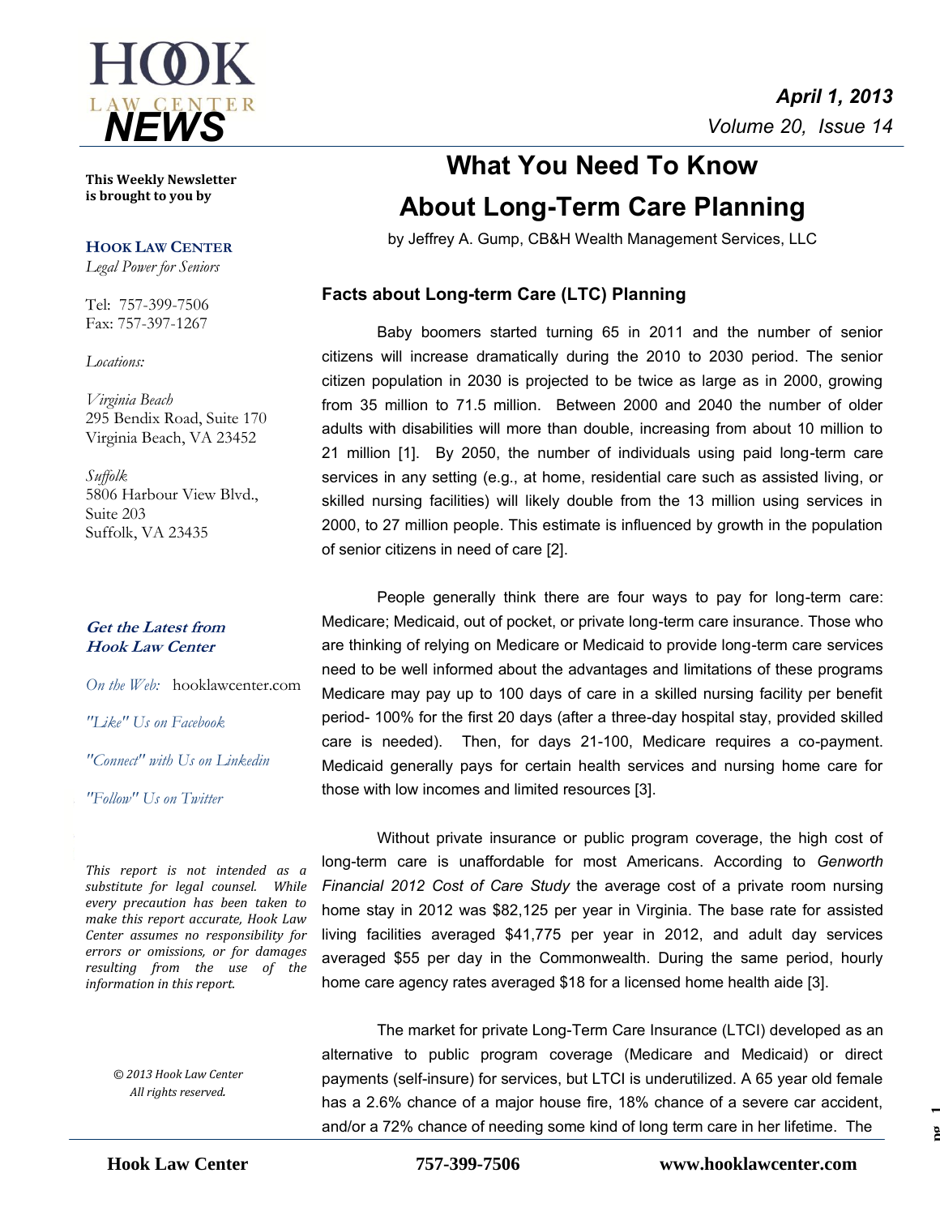# What You Need To Know About Long-Term Care Planning

by Jeffrey A. Gump, CB&H Wealth Management Services, LLC

**This Weekly Newsletter is brought to you by**

**HOOK LAW CENTER**
*Legal Power for Seniors*

Tel: 757-399-7506
Fax: 757-397-1267

*Locations:*

*Virginia Beach*
295 Bendix Road, Suite 170
Virginia Beach, VA 23452

*Suffolk*
5806 Harbour View Blvd., Suite 203
Suffolk, VA 23435

***Get the Latest from Hook Law Center***

*On the Web:* hooklawcenter.com

*"Like" Us on Facebook*

*"Connect" with Us on Linkedin*

*"Follow" Us on Twitter*

*This report is not intended as a substitute for legal counsel. While every precaution has been taken to make this report accurate, Hook Law Center assumes no responsibility for errors or omissions, or for damages resulting from the use of the information in this report.*

*© 2013 Hook Law Center All rights reserved.*

## Facts about Long-term Care (LTC) Planning

Baby boomers started turning 65 in 2011 and the number of senior citizens will increase dramatically during the 2010 to 2030 period. The senior citizen population in 2030 is projected to be twice as large as in 2000, growing from 35 million to 71.5 million. Between 2000 and 2040 the number of older adults with disabilities will more than double, increasing from about 10 million to 21 million [1]. By 2050, the number of individuals using paid long-term care services in any setting (e.g., at home, residential care such as assisted living, or skilled nursing facilities) will likely double from the 13 million using services in 2000, to 27 million people. This estimate is influenced by growth in the population of senior citizens in need of care [2].

People generally think there are four ways to pay for long-term care: Medicare; Medicaid, out of pocket, or private long-term care insurance. Those who are thinking of relying on Medicare or Medicaid to provide long-term care services need to be well informed about the advantages and limitations of these programs Medicare may pay up to 100 days of care in a skilled nursing facility per benefit period- 100% for the first 20 days (after a three-day hospital stay, provided skilled care is needed). Then, for days 21-100, Medicare requires a co-payment. Medicaid generally pays for certain health services and nursing home care for those with low incomes and limited resources [3].

Without private insurance or public program coverage, the high cost of long-term care is unaffordable for most Americans. According to *Genworth Financial 2012 Cost of Care Study* the average cost of a private room nursing home stay in 2012 was $82,125 per year in Virginia. The base rate for assisted living facilities averaged $41,775 per year in 2012, and adult day services averaged $55 per day in the Commonwealth. During the same period, hourly home care agency rates averaged $18 for a licensed home health aide [3].

The market for private Long-Term Care Insurance (LTCI) developed as an alternative to public program coverage (Medicare and Medicaid) or direct payments (self-insure) for services, but LTCI is underutilized. A 65 year old female has a 2.6% chance of a major house fire, 18% chance of a severe car accident, and/or a 72% chance of needing some kind of long term care in her lifetime. The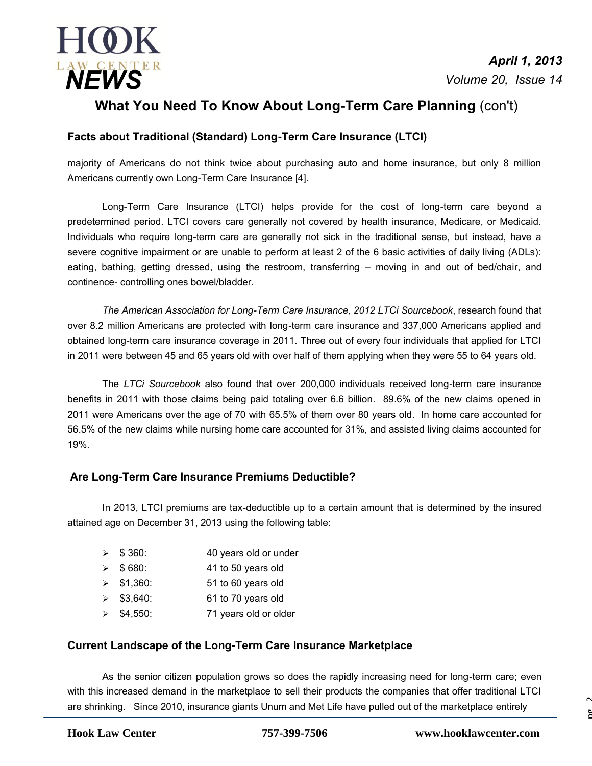## What You Need To Know About Long-Term Care Planning (con't)

### Facts about Traditional (Standard) Long-Term Care Insurance (LTCI)

majority of Americans do not think twice about purchasing auto and home insurance, but only 8 million Americans currently own Long-Term Care Insurance [4].

Long-Term Care Insurance (LTCI) helps provide for the cost of long-term care beyond a predetermined period. LTCI covers care generally not covered by health insurance, Medicare, or Medicaid. Individuals who require long-term care are generally not sick in the traditional sense, but instead, have a severe cognitive impairment or are unable to perform at least 2 of the 6 basic activities of daily living (ADLs): eating, bathing, getting dressed, using the restroom, transferring – moving in and out of bed/chair, and continence- controlling ones bowel/bladder.

*The American Association for Long-Term Care Insurance, 2012 LTCi Sourcebook*, research found that over 8.2 million Americans are protected with long-term care insurance and 337,000 Americans applied and obtained long-term care insurance coverage in 2011. Three out of every four individuals that applied for LTCI in 2011 were between 45 and 65 years old with over half of them applying when they were 55 to 64 years old.

The *LTCi Sourcebook* also found that over 200,000 individuals received long-term care insurance benefits in 2011 with those claims being paid totaling over 6.6 billion. 89.6% of the new claims opened in 2011 were Americans over the age of 70 with 65.5% of them over 80 years old. In home care accounted for 56.5% of the new claims while nursing home care accounted for 31%, and assisted living claims accounted for 19%.

### Are Long-Term Care Insurance Premiums Deductible?

In 2013, LTCI premiums are tax-deductible up to a certain amount that is determined by the insured attained age on December 31, 2013 using the following table:

- $ 360: 40 years old or under
- $ 680: 41 to 50 years old
- $1,360: 51 to 60 years old
- $3,640: 61 to 70 years old
- $4,550: 71 years old or older

### Current Landscape of the Long-Term Care Insurance Marketplace

As the senior citizen population grows so does the rapidly increasing need for long-term care; even with this increased demand in the marketplace to sell their products the companies that offer traditional LTCI are shrinking. Since 2010, insurance giants Unum and Met Life have pulled out of the marketplace entirely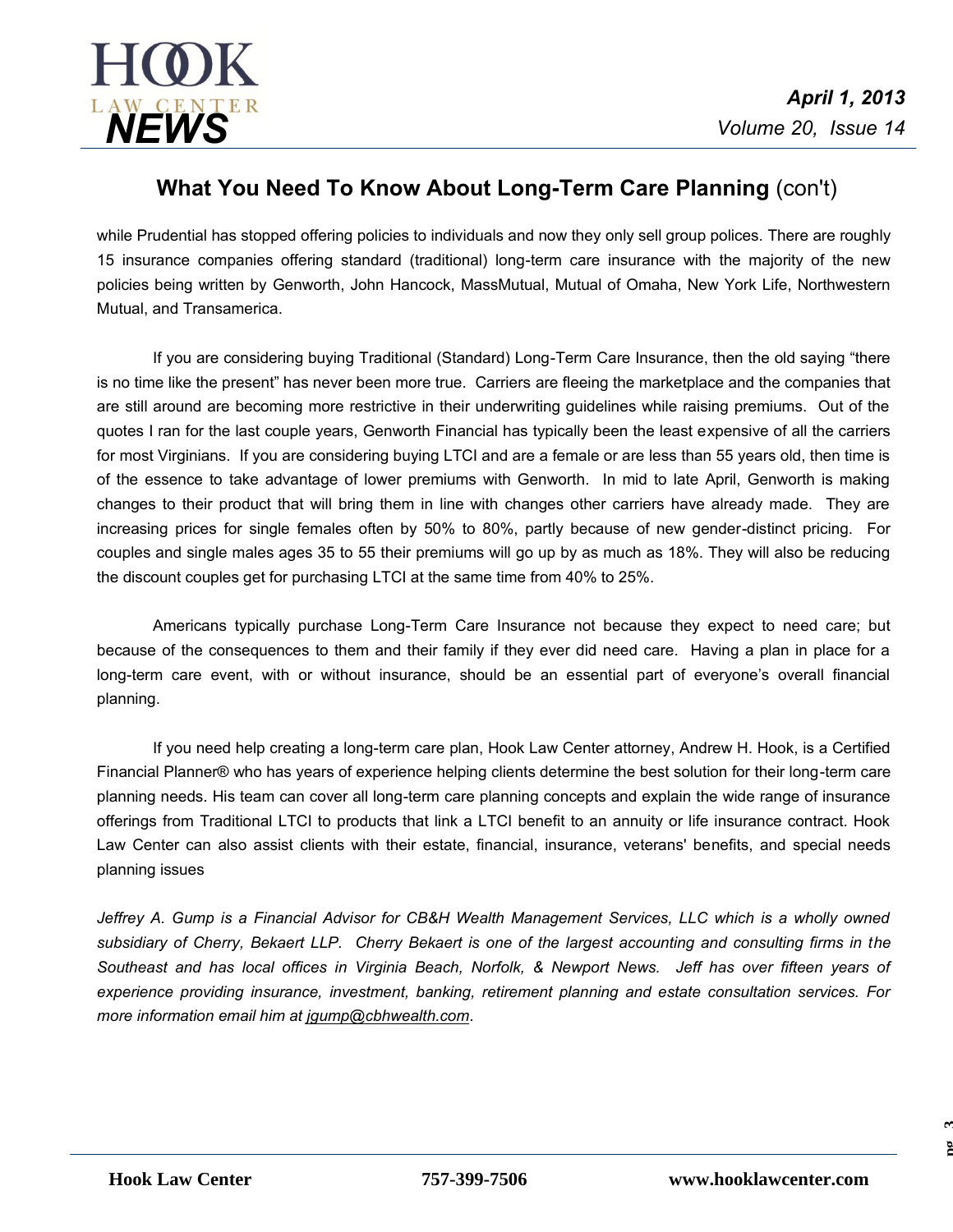## What You Need To Know About Long-Term Care Planning (con't)

while Prudential has stopped offering policies to individuals and now they only sell group polices. There are roughly 15 insurance companies offering standard (traditional) long-term care insurance with the majority of the new policies being written by Genworth, John Hancock, MassMutual, Mutual of Omaha, New York Life, Northwestern Mutual, and Transamerica.

If you are considering buying Traditional (Standard) Long-Term Care Insurance, then the old saying "there is no time like the present" has never been more true. Carriers are fleeing the marketplace and the companies that are still around are becoming more restrictive in their underwriting guidelines while raising premiums. Out of the quotes I ran for the last couple years, Genworth Financial has typically been the least expensive of all the carriers for most Virginians. If you are considering buying LTCI and are a female or are less than 55 years old, then time is of the essence to take advantage of lower premiums with Genworth. In mid to late April, Genworth is making changes to their product that will bring them in line with changes other carriers have already made. They are increasing prices for single females often by 50% to 80%, partly because of new gender-distinct pricing. For couples and single males ages 35 to 55 their premiums will go up by as much as 18%. They will also be reducing the discount couples get for purchasing LTCI at the same time from 40% to 25%.

Americans typically purchase Long-Term Care Insurance not because they expect to need care; but because of the consequences to them and their family if they ever did need care. Having a plan in place for a long-term care event, with or without insurance, should be an essential part of everyone's overall financial planning.

If you need help creating a long-term care plan, Hook Law Center attorney, Andrew H. Hook, is a Certified Financial Planner® who has years of experience helping clients determine the best solution for their long-term care planning needs. His team can cover all long-term care planning concepts and explain the wide range of insurance offerings from Traditional LTCI to products that link a LTCI benefit to an annuity or life insurance contract. Hook Law Center can also assist clients with their estate, financial, insurance, veterans' benefits, and special needs planning issues

*Jeffrey A. Gump is a Financial Advisor for CB&H Wealth Management Services, LLC which is a wholly owned subsidiary of Cherry, Bekaert LLP. Cherry Bekaert is one of the largest accounting and consulting firms in the Southeast and has local offices in Virginia Beach, Norfolk, & Newport News. Jeff has over fifteen years of experience providing insurance, investment, banking, retirement planning and estate consultation services. For more information email him at jgump@cbhwealth.com.*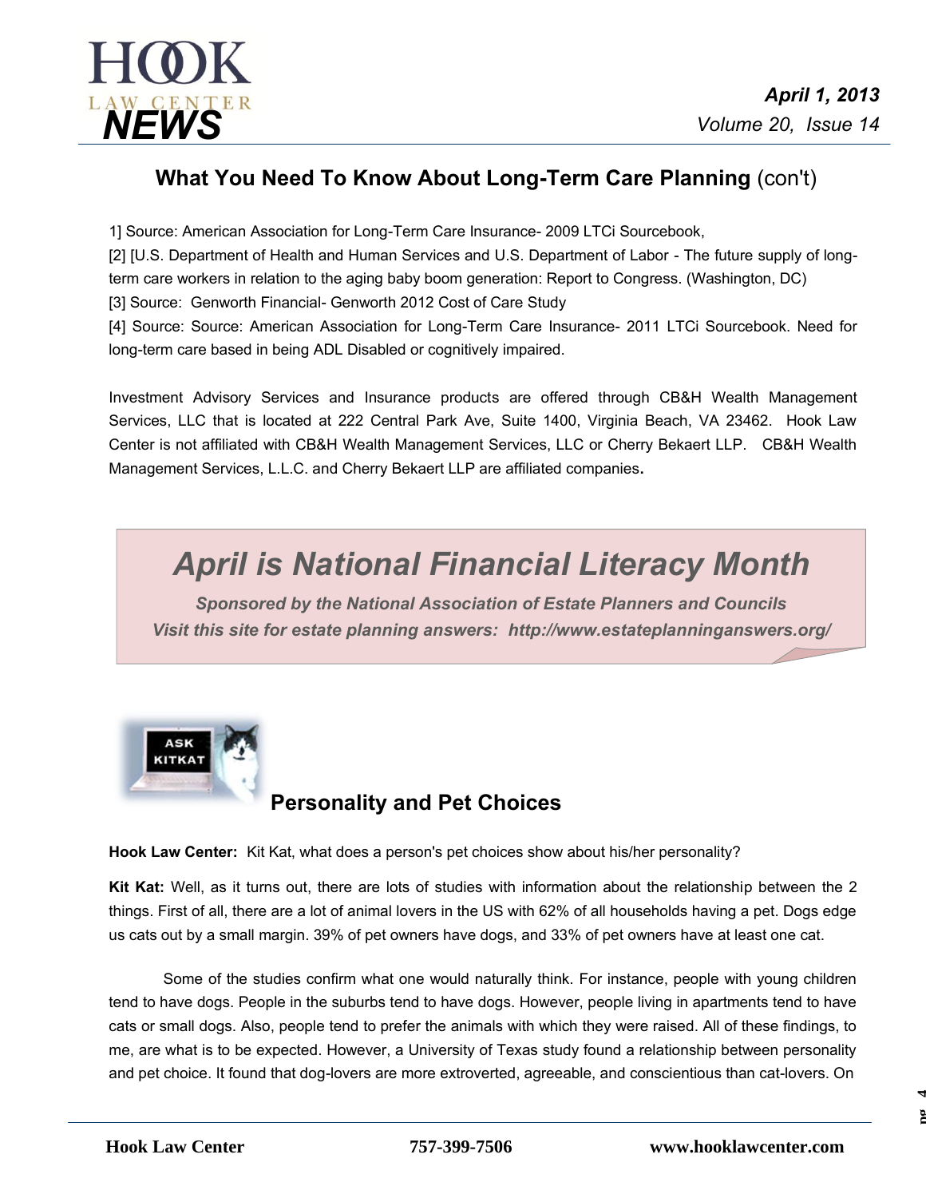## What You Need To Know About Long-Term Care Planning (con't)

1] Source: American Association for Long-Term Care Insurance- 2009 LTCi Sourcebook,

[2] [U.S. Department of Health and Human Services and U.S. Department of Labor - The future supply of long-term care workers in relation to the aging baby boom generation: Report to Congress. (Washington, DC)

[3] Source: Genworth Financial- Genworth 2012 Cost of Care Study

[4] Source: Source: American Association for Long-Term Care Insurance- 2011 LTCi Sourcebook. Need for long-term care based in being ADL Disabled or cognitively impaired.

Investment Advisory Services and Insurance products are offered through CB&H Wealth Management Services, LLC that is located at 222 Central Park Ave, Suite 1400, Virginia Beach, VA 23462. Hook Law Center is not affiliated with CB&H Wealth Management Services, LLC or Cherry Bekaert LLP. CB&H Wealth Management Services, L.L.C. and Cherry Bekaert LLP are affiliated companies.

## *April is National Financial Literacy Month*

***Sponsored by the National Association of Estate Planners and Councils***
***Visit this site for estate planning answers: http://www.estateplanninganswers.org/***

## Personality and Pet Choices

**Hook Law Center:** Kit Kat, what does a person's pet choices show about his/her personality?

**Kit Kat:** Well, as it turns out, there are lots of studies with information about the relationship between the 2 things. First of all, there are a lot of animal lovers in the US with 62% of all households having a pet. Dogs edge us cats out by a small margin. 39% of pet owners have dogs, and 33% of pet owners have at least one cat.

Some of the studies confirm what one would naturally think. For instance, people with young children tend to have dogs. People in the suburbs tend to have dogs. However, people living in apartments tend to have cats or small dogs. Also, people tend to prefer the animals with which they were raised. All of these findings, to me, are what is to be expected. However, a University of Texas study found a relationship between personality and pet choice. It found that dog-lovers are more extroverted, agreeable, and conscientious than cat-lovers. On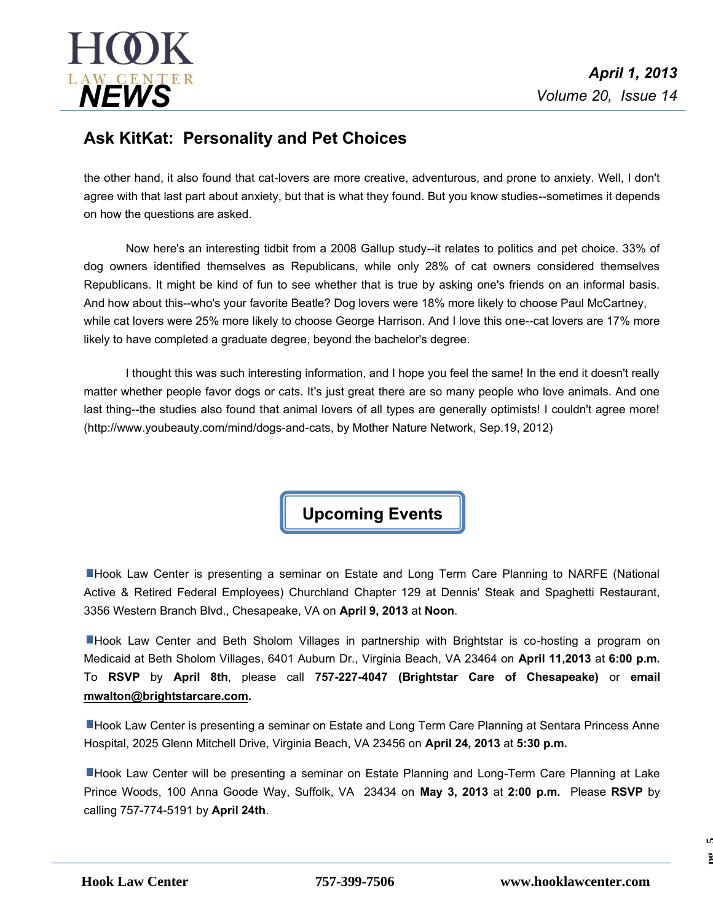## Ask KitKat: Personality and Pet Choices

the other hand, it also found that cat-lovers are more creative, adventurous, and prone to anxiety. Well, I don't agree with that last part about anxiety, but that is what they found. But you know studies--sometimes it depends on how the questions are asked.

Now here's an interesting tidbit from a 2008 Gallup study--it relates to politics and pet choice. 33% of dog owners identified themselves as Republicans, while only 28% of cat owners considered themselves Republicans. It might be kind of fun to see whether that is true by asking one's friends on an informal basis. And how about this--who's your favorite Beatle? Dog lovers were 18% more likely to choose Paul McCartney, while cat lovers were 25% more likely to choose George Harrison. And I love this one--cat lovers are 17% more likely to have completed a graduate degree, beyond the bachelor's degree.

I thought this was such interesting information, and I hope you feel the same! In the end it doesn't really matter whether people favor dogs or cats. It's just great there are so many people who love animals. And one last thing--the studies also found that animal lovers of all types are generally optimists! I couldn't agree more! (http://www.youbeauty.com/mind/dogs-and-cats, by Mother Nature Network, Sep.19, 2012)

## Upcoming Events

- Hook Law Center is presenting a seminar on Estate and Long Term Care Planning to NARFE (National Active & Retired Federal Employees) Churchland Chapter 129 at Dennis' Steak and Spaghetti Restaurant, 3356 Western Branch Blvd., Chesapeake, VA on **April 9, 2013** at **Noon**.

- Hook Law Center and Beth Sholom Villages in partnership with Brightstar is co-hosting a program on Medicaid at Beth Sholom Villages, 6401 Auburn Dr., Virginia Beach, VA 23464 on **April 11,2013** at **6:00 p.m.** To **RSVP** by **April 8th**, please call **757-227-4047 (Brightstar Care of Chesapeake)** or **email mwalton@brightstarcare.com.**

- Hook Law Center is presenting a seminar on Estate and Long Term Care Planning at Sentara Princess Anne Hospital, 2025 Glenn Mitchell Drive, Virginia Beach, VA 23456 on **April 24, 2013** at **5:30 p.m.**

- Hook Law Center will be presenting a seminar on Estate Planning and Long-Term Care Planning at Lake Prince Woods, 100 Anna Goode Way, Suffolk, VA 23434 on **May 3, 2013** at **2:00 p.m.** Please **RSVP** by calling 757-774-5191 by **April 24th**.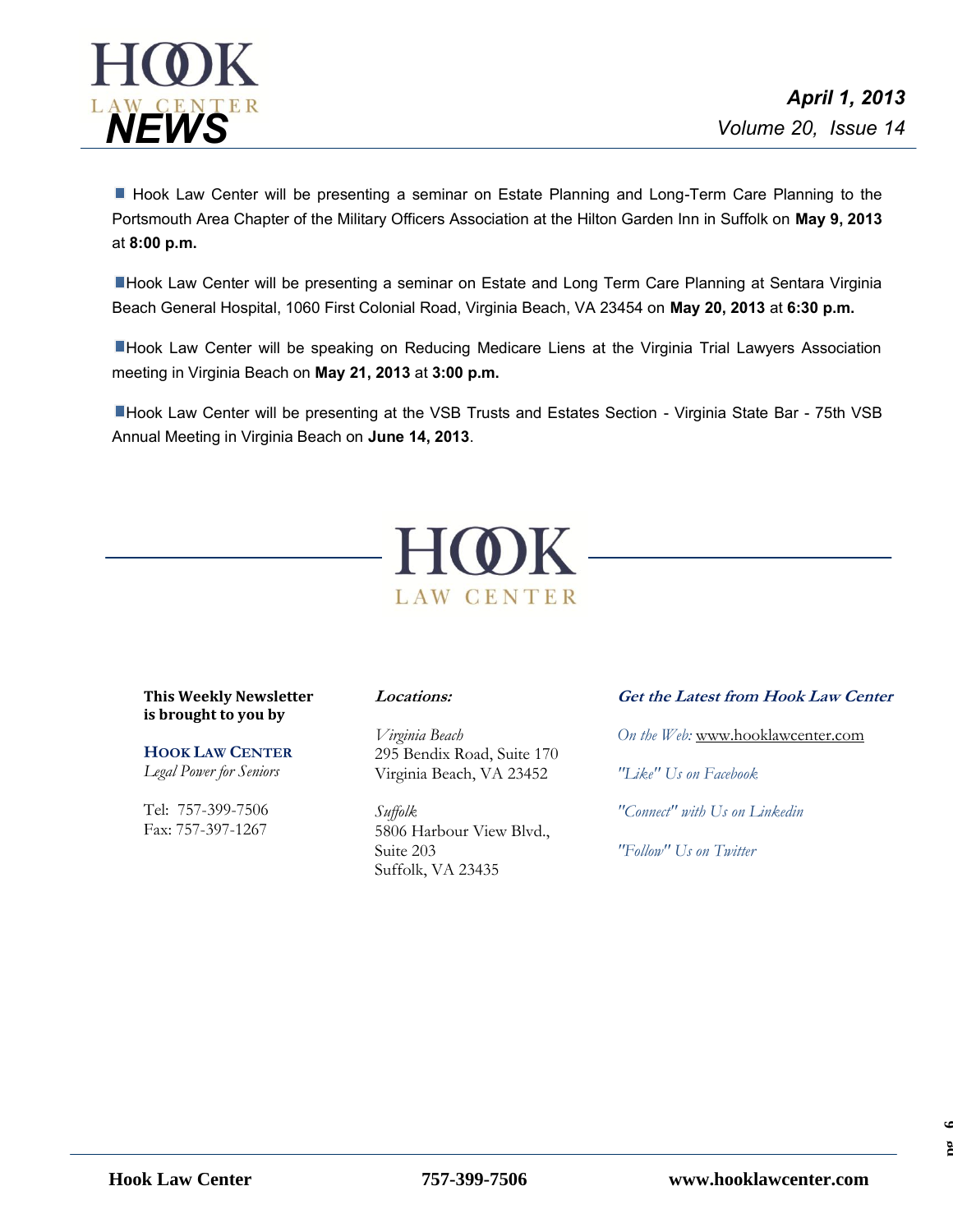- Hook Law Center will be presenting a seminar on Estate Planning and Long-Term Care Planning to the Portsmouth Area Chapter of the Military Officers Association at the Hilton Garden Inn in Suffolk on **May 9, 2013** at **8:00 p.m.**

- Hook Law Center will be presenting a seminar on Estate and Long Term Care Planning at Sentara Virginia Beach General Hospital, 1060 First Colonial Road, Virginia Beach, VA 23454 on **May 20, 2013** at **6:30 p.m.**

- Hook Law Center will be speaking on Reducing Medicare Liens at the Virginia Trial Lawyers Association meeting in Virginia Beach on **May 21, 2013** at **3:00 p.m.**

- Hook Law Center will be presenting at the VSB Trusts and Estates Section - Virginia State Bar - 75th VSB Annual Meeting in Virginia Beach on **June 14, 2013**.

HOOK LAW CENTER

**This Weekly Newsletter is brought to you by**

**HOOK LAW CENTER**
*Legal Power for Seniors*

Tel: 757-399-7506
Fax: 757-397-1267

***Locations:***

*Virginia Beach*
295 Bendix Road, Suite 170
Virginia Beach, VA 23452

*Suffolk*
5806 Harbour View Blvd.,
Suite 203
Suffolk, VA 23435

***Get the Latest from Hook Law Center***

*On the Web:* www.hooklawcenter.com

*"Like" Us on Facebook*

*"Connect" with Us on Linkedin*

*"Follow" Us on Twitter*